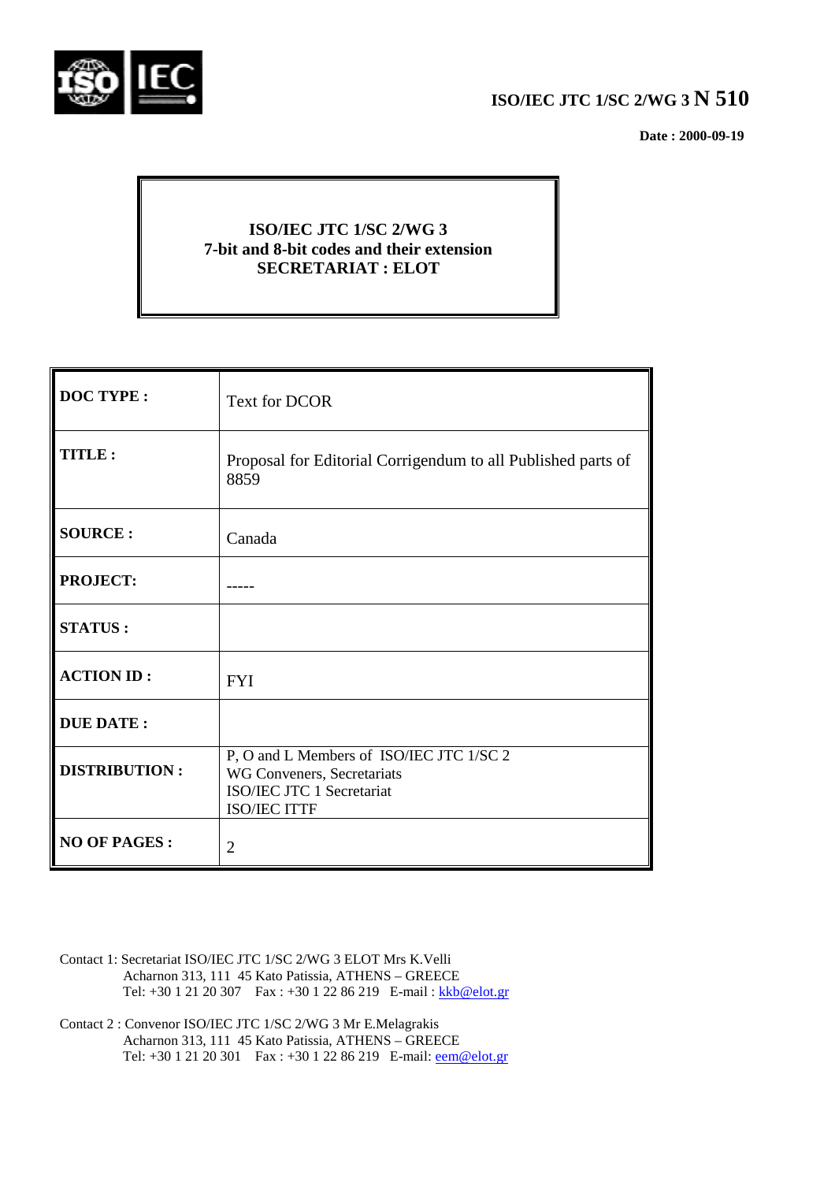# ISO/IEC JTC 1/SC 2/WG 3 N 510

**Date : 2000-09-19**

**ISO/IEC JTC 1/SC 2/WG 3**
**7-bit and 8-bit codes and their extension**
**SECRETARIAT : ELOT**

| | |
|---|---|
| **DOC TYPE :** | Text for DCOR |
| **TITLE :** | Proposal for Editorial Corrigendum to all Published parts of 8859 |
| **SOURCE :** | Canada |
| **PROJECT:** | ----- |
| **STATUS :** | |
| **ACTION ID :** | FYI |
| **DUE DATE :** | |
| **DISTRIBUTION :** | P, O and L Members of ISO/IEC JTC 1/SC 2<br>WG Conveners, Secretariats<br>ISO/IEC JTC 1 Secretariat<br>ISO/IEC ITTF |
| **NO OF PAGES :** | 2 |

Contact 1: Secretariat ISO/IEC JTC 1/SC 2/WG 3 ELOT Mrs K.Velli
Acharnon 313, 111 45 Kato Patissia, ATHENS – GREECE
Tel: +30 1 21 20 307 Fax : +30 1 22 86 219 E-mail : kkb@elot.gr

Contact 2 : Convenor ISO/IEC JTC 1/SC 2/WG 3 Mr E.Melagrakis
Acharnon 313, 111 45 Kato Patissia, ATHENS – GREECE
Tel: +30 1 21 20 301 Fax : +30 1 22 86 219 E-mail: eem@elot.gr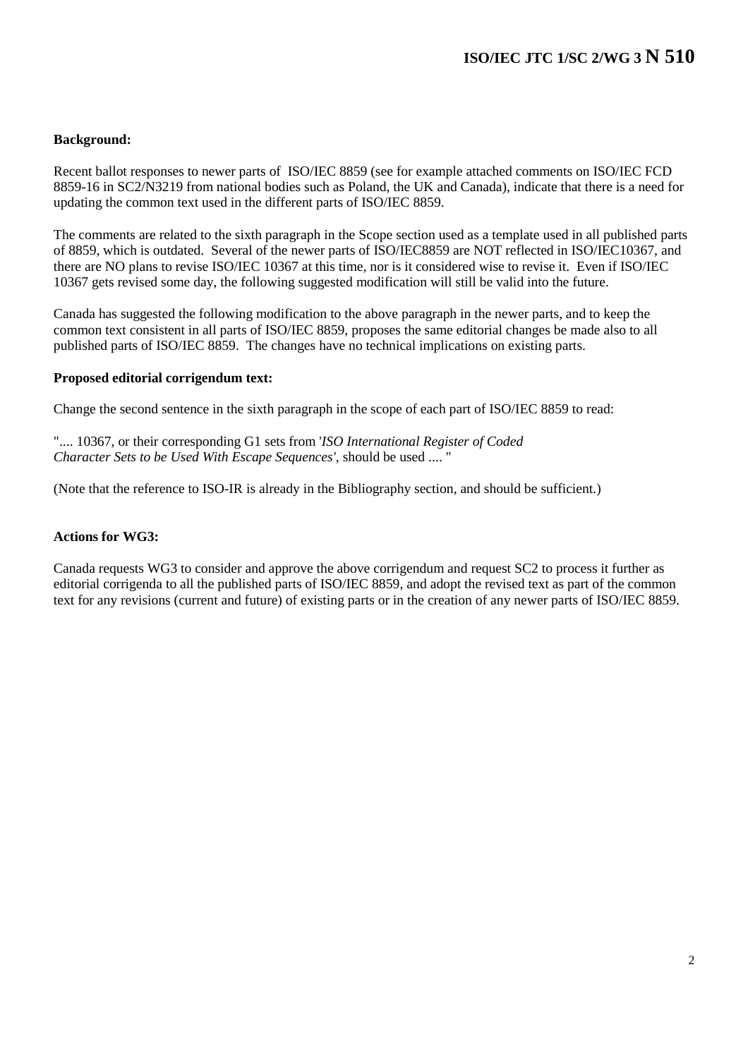**Background:**

Recent ballot responses to newer parts of ISO/IEC 8859 (see for example attached comments on ISO/IEC FCD 8859-16 in SC2/N3219 from national bodies such as Poland, the UK and Canada), indicate that there is a need for updating the common text used in the different parts of ISO/IEC 8859.

The comments are related to the sixth paragraph in the Scope section used as a template used in all published parts of 8859, which is outdated. Several of the newer parts of ISO/IEC8859 are NOT reflected in ISO/IEC10367, and there are NO plans to revise ISO/IEC 10367 at this time, nor is it considered wise to revise it. Even if ISO/IEC 10367 gets revised some day, the following suggested modification will still be valid into the future.

Canada has suggested the following modification to the above paragraph in the newer parts, and to keep the common text consistent in all parts of ISO/IEC 8859, proposes the same editorial changes be made also to all published parts of ISO/IEC 8859. The changes have no technical implications on existing parts.

**Proposed editorial corrigendum text:**

Change the second sentence in the sixth paragraph in the scope of each part of ISO/IEC 8859 to read:

".... 10367, or their corresponding G1 sets from '*ISO International Register of Coded Character Sets to be Used With Escape Sequences*', should be used .... "

(Note that the reference to ISO-IR is already in the Bibliography section, and should be sufficient.)

**Actions for WG3:**

Canada requests WG3 to consider and approve the above corrigendum and request SC2 to process it further as editorial corrigenda to all the published parts of ISO/IEC 8859, and adopt the revised text as part of the common text for any revisions (current and future) of existing parts or in the creation of any newer parts of ISO/IEC 8859.